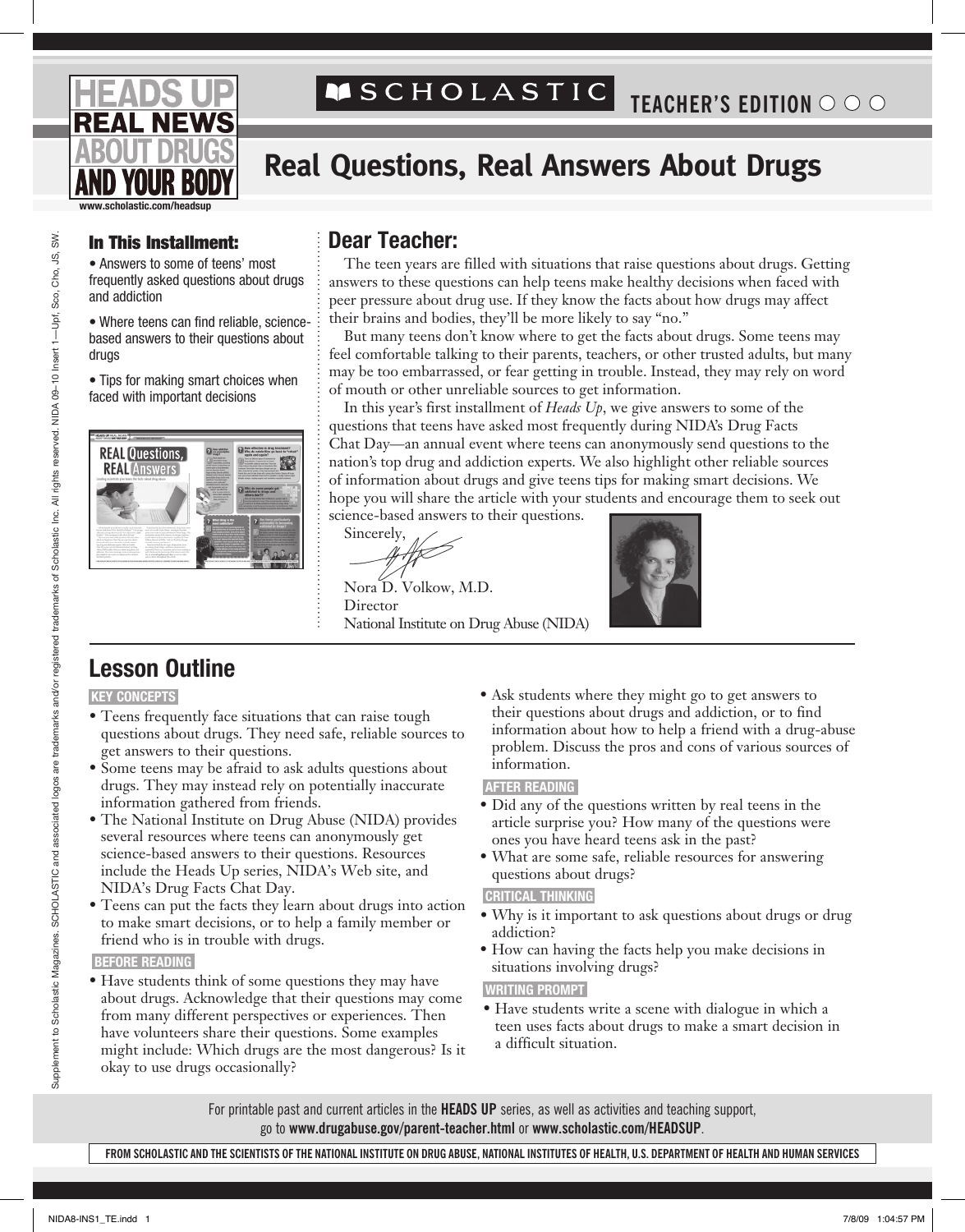# HEADS UP REAL NEWS ABOUT DRUGS AND YOUR BODY

www.scholastic.com/headsup

SCHOLASTIC TEACHER'S EDITION

## Real Questions, Real Answers About Drugs

### In This Installment:

- Answers to some of teens' most frequently asked questions about drugs and addiction
- Where teens can find reliable, science-based answers to their questions about drugs
- Tips for making smart choices when faced with important decisions

### Dear Teacher:

The teen years are filled with situations that raise questions about drugs. Getting answers to these questions can help teens make healthy decisions when faced with peer pressure about drug use. If they know the facts about how drugs may affect their brains and bodies, they'll be more likely to say "no."

But many teens don't know where to get the facts about drugs. Some teens may feel comfortable talking to their parents, teachers, or other trusted adults, but many may be too embarrassed, or fear getting in trouble. Instead, they may rely on word of mouth or other unreliable sources to get information.

In this year's first installment of *Heads Up*, we give answers to some of the questions that teens have asked most frequently during NIDA's Drug Facts Chat Day—an annual event where teens can anonymously send questions to the nation's top drug and addiction experts. We also highlight other reliable sources of information about drugs and give teens tips for making smart decisions. We hope you will share the article with your students and encourage them to seek out science-based answers to their questions.

Sincerely,

Nora D. Volkow, M.D.
Director
National Institute on Drug Abuse (NIDA)

## Lesson Outline

**KEY CONCEPTS**

- Teens frequently face situations that can raise tough questions about drugs. They need safe, reliable sources to get answers to their questions.
- Some teens may be afraid to ask adults questions about drugs. They may instead rely on potentially inaccurate information gathered from friends.
- The National Institute on Drug Abuse (NIDA) provides several resources where teens can anonymously get science-based answers to their questions. Resources include the Heads Up series, NIDA's Web site, and NIDA's Drug Facts Chat Day.
- Teens can put the facts they learn about drugs into action to make smart decisions, or to help a family member or friend who is in trouble with drugs.

**BEFORE READING**

- Have students think of some questions they may have about drugs. Acknowledge that their questions may come from many different perspectives or experiences. Then have volunteers share their questions. Some examples might include: Which drugs are the most dangerous? Is it okay to use drugs occasionally?
- Ask students where they might go to get answers to their questions about drugs and addiction, or to find information about how to help a friend with a drug-abuse problem. Discuss the pros and cons of various sources of information.

**AFTER READING**

- Did any of the questions written by real teens in the article surprise you? How many of the questions were ones you have heard teens ask in the past?
- What are some safe, reliable resources for answering questions about drugs?

**CRITICAL THINKING**

- Why is it important to ask questions about drugs or drug addiction?
- How can having the facts help you make decisions in situations involving drugs?

**WRITING PROMPT**

- Have students write a scene with dialogue in which a teen uses facts about drugs to make a smart decision in a difficult situation.

For printable past and current articles in the **HEADS UP** series, as well as activities and teaching support, go to **www.drugabuse.gov/parent-teacher.html** or **www.scholastic.com/HEADSUP**.

**FROM SCHOLASTIC AND THE SCIENTISTS OF THE NATIONAL INSTITUTE ON DRUG ABUSE, NATIONAL INSTITUTES OF HEALTH, U.S. DEPARTMENT OF HEALTH AND HUMAN SERVICES**

Supplement to Scholastic Magazines. SCHOLASTIC and associated logos are trademarks and/or registered trademarks of Scholastic Inc. All rights reserved. NIDA 09–10 Insert 1—Upf, Sco, Cho, JS, SW.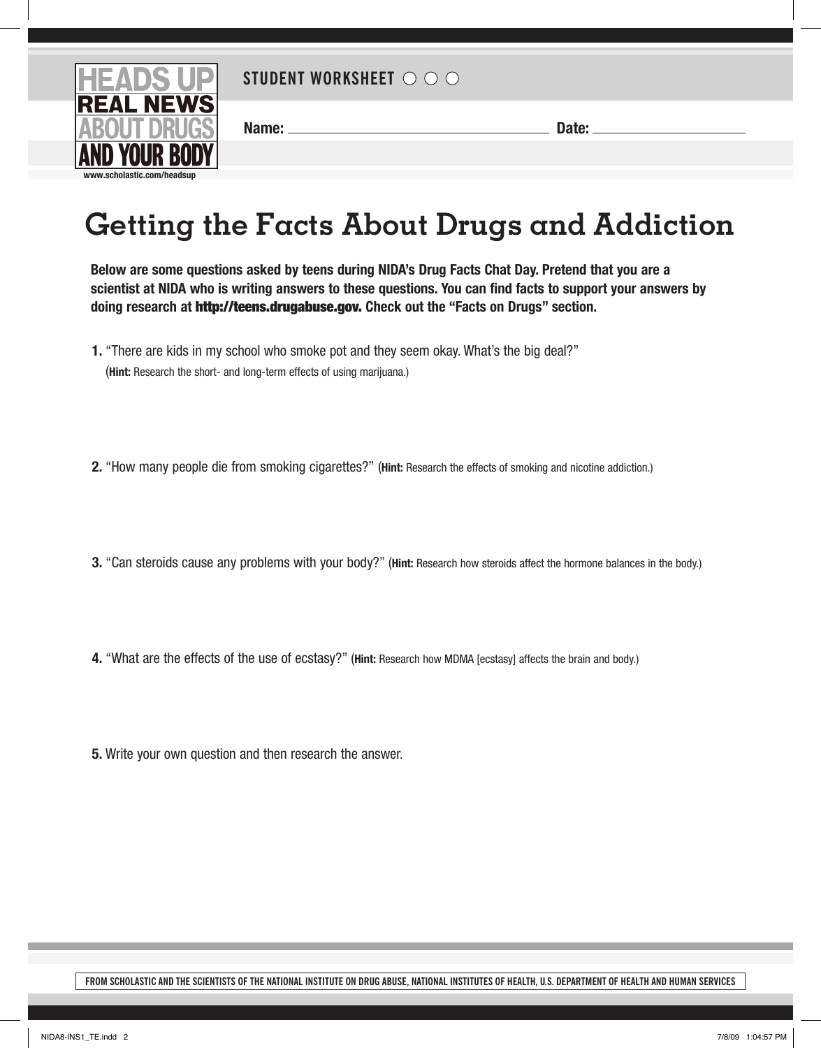**HEADS UP**
**REAL NEWS**
**ABOUT DRUGS**
**AND YOUR BODY**

www.scholastic.com/headsup

STUDENT WORKSHEET

Name: ______________________ Date: ______________

# Getting the Facts About Drugs and Addiction

**Below are some questions asked by teens during NIDA's Drug Facts Chat Day. Pretend that you are a scientist at NIDA who is writing answers to these questions. You can find facts to support your answers by doing research at http://teens.drugabuse.gov. Check out the "Facts on Drugs" section.**

**1.** "There are kids in my school who smoke pot and they seem okay. What's the big deal?"
(**Hint:** Research the short- and long-term effects of using marijuana.)

**2.** "How many people die from smoking cigarettes?" (**Hint:** Research the effects of smoking and nicotine addiction.)

**3.** "Can steroids cause any problems with your body?" (**Hint:** Research how steroids affect the hormone balances in the body.)

**4.** "What are the effects of the use of ecstasy?" (**Hint:** Research how MDMA [ecstasy] affects the brain and body.)

**5.** Write your own question and then research the answer.

FROM SCHOLASTIC AND THE SCIENTISTS OF THE NATIONAL INSTITUTE ON DRUG ABUSE, NATIONAL INSTITUTES OF HEALTH, U.S. DEPARTMENT OF HEALTH AND HUMAN SERVICES